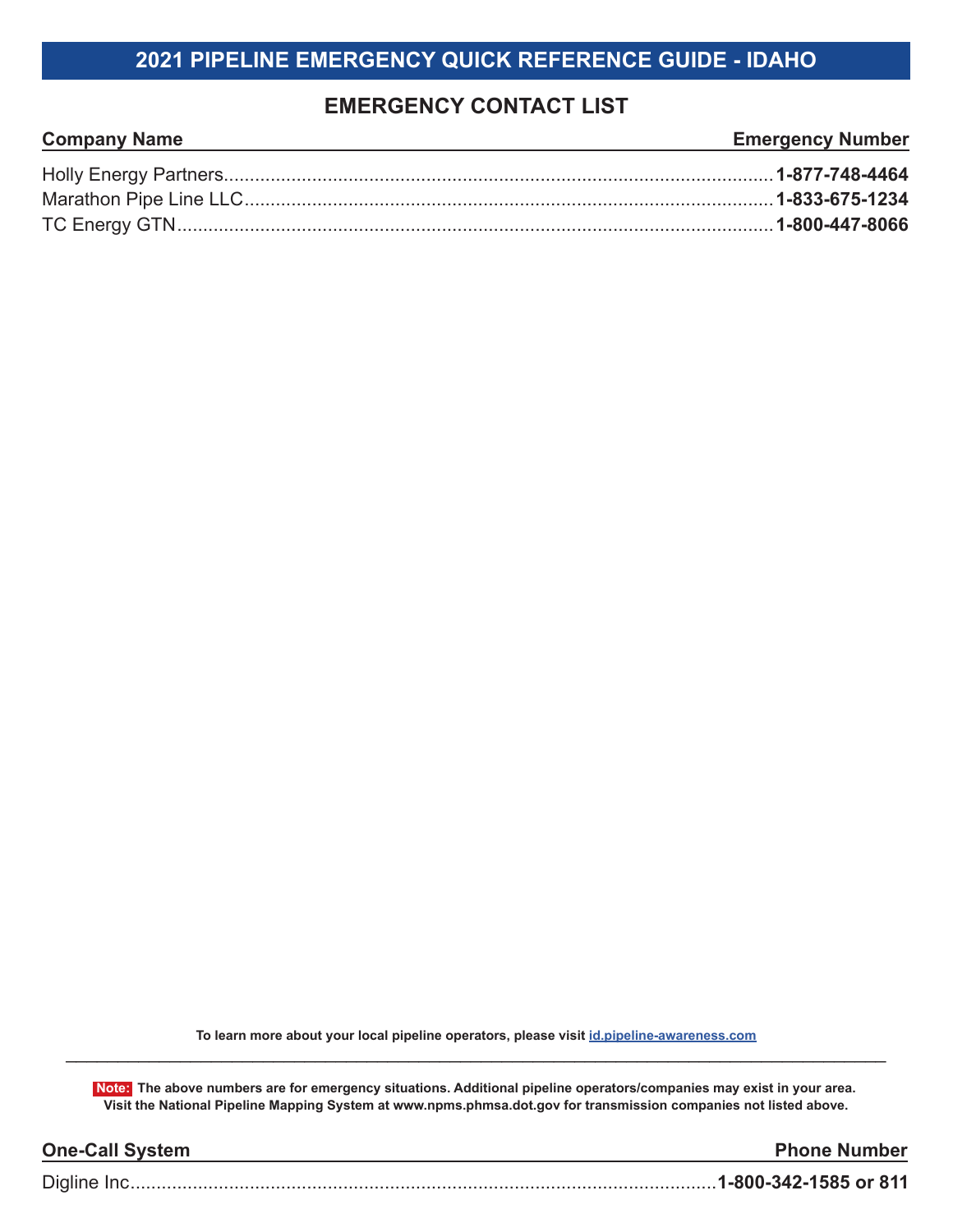# 2021 PIPELINE EMERGENCY QUICK REFERENCE GUIDE - IDAHO

## EMERGENCY CONTACT LIST

| Company Name | Emergency Number |
| --- | --- |
| Holly Energy Partners | **1-877-748-4464** |
| Marathon Pipe Line LLC | **1-833-675-1234** |
| TC Energy GTN | **1-800-447-8066** |

**To learn more about your local pipeline operators, please visit id.pipeline-awareness.com**

**Note: The above numbers are for emergency situations. Additional pipeline operators/companies may exist in your area. Visit the National Pipeline Mapping System at www.npms.phmsa.dot.gov for transmission companies not listed above.**

| One-Call System | Phone Number |
| --- | --- |
| Digline Inc | **1-800-342-1585 or 811** |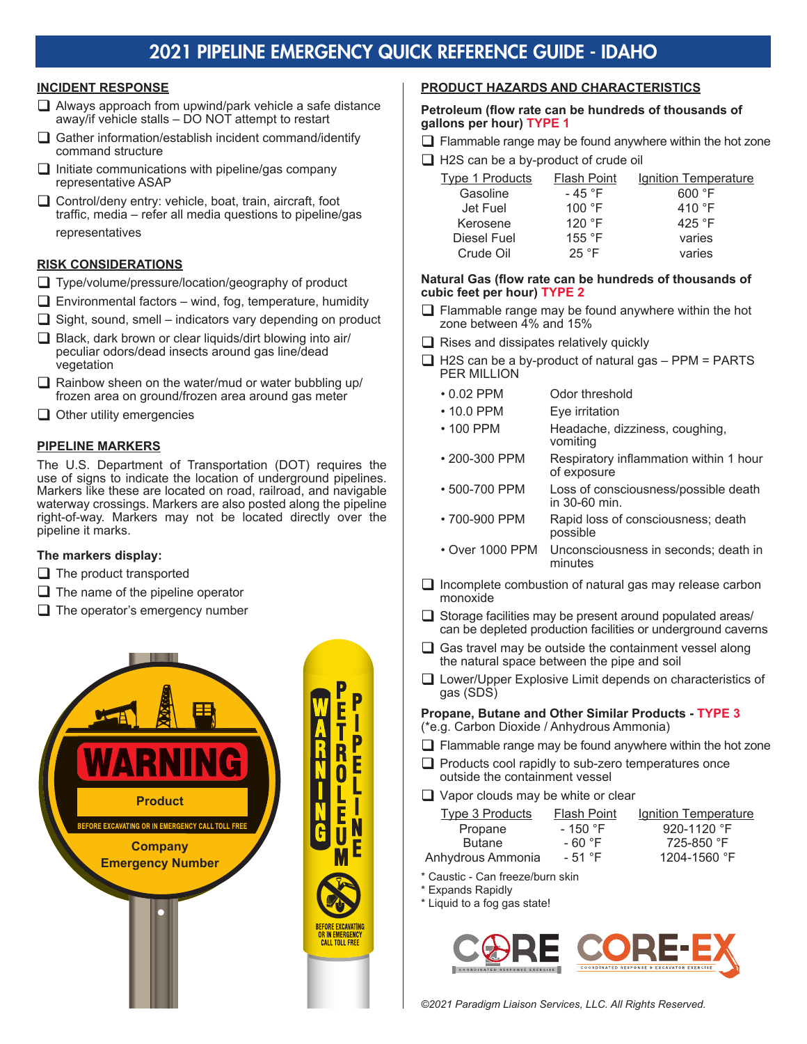# 2021 PIPELINE EMERGENCY QUICK REFERENCE GUIDE - IDAHO

## INCIDENT RESPONSE

- ❑ Always approach from upwind/park vehicle a safe distance away/if vehicle stalls – DO NOT attempt to restart
- ❑ Gather information/establish incident command/identify command structure
- ❑ Initiate communications with pipeline/gas company representative ASAP
- ❑ Control/deny entry: vehicle, boat, train, aircraft, foot traffic, media – refer all media questions to pipeline/gas representatives

## RISK CONSIDERATIONS

- ❑ Type/volume/pressure/location/geography of product
- ❑ Environmental factors – wind, fog, temperature, humidity
- ❑ Sight, sound, smell – indicators vary depending on product
- ❑ Black, dark brown or clear liquids/dirt blowing into air/ peculiar odors/dead insects around gas line/dead vegetation
- ❑ Rainbow sheen on the water/mud or water bubbling up/ frozen area on ground/frozen area around gas meter
- ❑ Other utility emergencies

## PIPELINE MARKERS

The U.S. Department of Transportation (DOT) requires the use of signs to indicate the location of underground pipelines. Markers like these are located on road, railroad, and navigable waterway crossings. Markers are also posted along the pipeline right-of-way. Markers may not be located directly over the pipeline it marks.

**The markers display:**

- ❑ The product transported
- ❑ The name of the pipeline operator
- ❑ The operator's emergency number

WARNING
Product
BEFORE EXCAVATING OR IN EMERGENCY CALL TOLL FREE
Company
Emergency Number

WARNING PETROLEUM PIPELINE
BEFORE EXCAVATING OR IN EMERGENCY CALL TOLL FREE

## PRODUCT HAZARDS AND CHARACTERISTICS

**Petroleum (flow rate can be hundreds of thousands of gallons per hour) TYPE 1**

- ❑ Flammable range may be found anywhere within the hot zone
- ❑ H2S can be a by-product of crude oil

| Type 1 Products | Flash Point | Ignition Temperature |
|---|---|---|
| Gasoline | - 45 °F | 600 °F |
| Jet Fuel | 100 °F | 410 °F |
| Kerosene | 120 °F | 425 °F |
| Diesel Fuel | 155 °F | varies |
| Crude Oil | 25 °F | varies |

**Natural Gas (flow rate can be hundreds of thousands of cubic feet per hour) TYPE 2**

- ❑ Flammable range may be found anywhere within the hot zone between 4% and 15%
- ❑ Rises and dissipates relatively quickly
- ❑ H2S can be a by-product of natural gas – PPM = PARTS PER MILLION

| | |
|---|---|
| • 0.02 PPM | Odor threshold |
| • 10.0 PPM | Eye irritation |
| • 100 PPM | Headache, dizziness, coughing, vomiting |
| • 200-300 PPM | Respiratory inflammation within 1 hour of exposure |
| • 500-700 PPM | Loss of consciousness/possible death in 30-60 min. |
| • 700-900 PPM | Rapid loss of consciousness; death possible |
| • Over 1000 PPM | Unconsciousness in seconds; death in minutes |

- ❑ Incomplete combustion of natural gas may release carbon monoxide
- ❑ Storage facilities may be present around populated areas/ can be depleted production facilities or underground caverns
- ❑ Gas travel may be outside the containment vessel along the natural space between the pipe and soil
- ❑ Lower/Upper Explosive Limit depends on characteristics of gas (SDS)

**Propane, Butane and Other Similar Products - TYPE 3**
(*e.g. Carbon Dioxide / Anhydrous Ammonia)

- ❑ Flammable range may be found anywhere within the hot zone
- ❑ Products cool rapidly to sub-zero temperatures once outside the containment vessel
- ❑ Vapor clouds may be white or clear

| Type 3 Products | Flash Point | Ignition Temperature |
|---|---|---|
| Propane | - 150 °F | 920-1120 °F |
| Butane | - 60 °F | 725-850 °F |
| Anhydrous Ammonia | - 51 °F | 1204-1560 °F |

* Caustic - Can freeze/burn skin
* Expands Rapidly
* Liquid to a fog gas state!

CORE — COORDINATED RESPONSE EXERCISE
CORE-EX — COORDINATED RESPONSE & EXCAVATOR EXERCISE

*©2021 Paradigm Liaison Services, LLC. All Rights Reserved.*